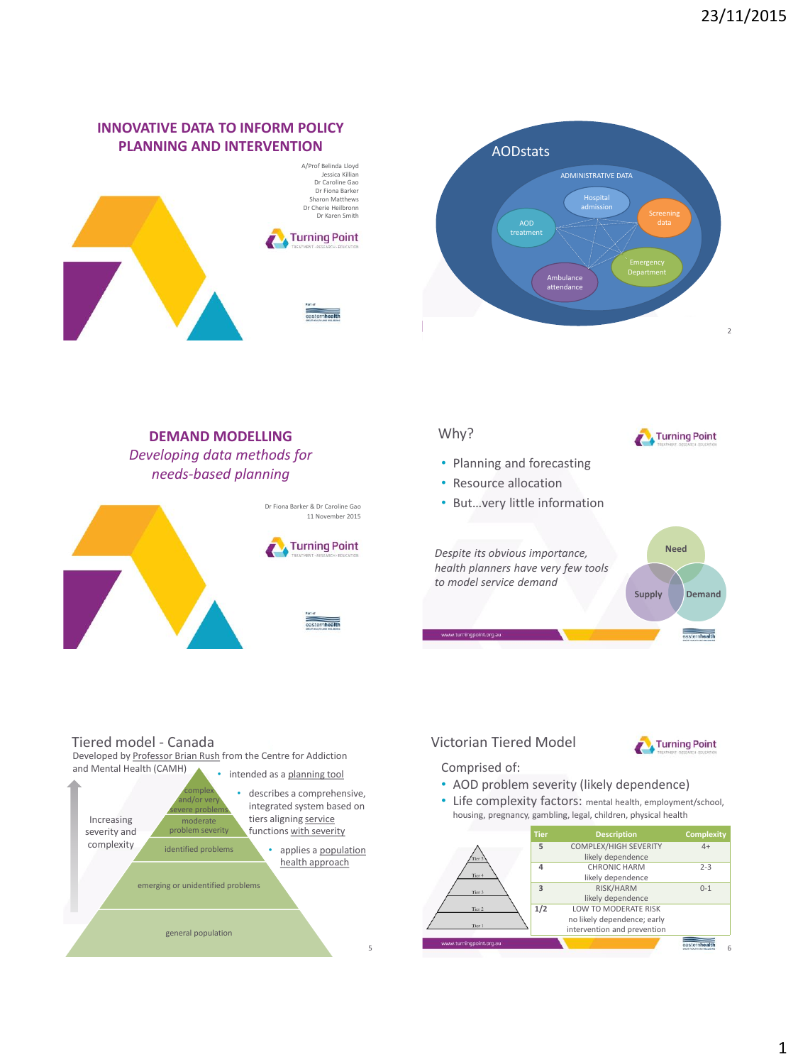# INNOVATIVE DATA TO INFORM POLICY PLANNING AND INTERVENTION

A/Prof Belinda Lloyd
Jessica Killian
Dr Caroline Gao
Dr Fiona Barker
Sharon Matthews
Dr Cherie Heilbronn
Dr Karen Smith

Turning Point
TREATMENT · RESEARCH · EDUCATION

## AODstats

ADMINISTRATIVE DATA

- Hospital admission
- Screening data
- AOD treatment
- Emergency Department
- Ambulance attendance

# DEMAND MODELLING

*Developing data methods for needs-based planning*

Dr Fiona Barker & Dr Caroline Gao
11 November 2015

## Why?

- Planning and forecasting
- Resource allocation
- But…very little information

*Despite its obvious importance, health planners have very few tools to model service demand*

Need · Supply · Demand

www.turningpoint.org.au

## Tiered model - Canada

Developed by Professor Brian Rush from the Centre for Addiction and Mental Health (CAMH)

- intended as a planning tool
- describes a comprehensive, integrated system based on tiers aligning service functions with severity
- applies a population health approach

Increasing severity and complexity:

- complex and/or very severe problems
- moderate problem severity
- identified problems
- emerging or unidentified problems
- general population

## Victorian Tiered Model

Comprised of:

- AOD problem severity (likely dependence)
- Life complexity factors: mental health, employment/school, housing, pregnancy, gambling, legal, children, physical health

| Tier | Description | Complexity |
| --- | --- | --- |
| 5 | COMPLEX/HIGH SEVERITY likely dependence | 4+ |
| 4 | CHRONIC HARM likely dependence | 2-3 |
| 3 | RISK/HARM likely dependence | 0-1 |
| 1/2 | LOW TO MODERATE RISK no likely dependence; early intervention and prevention | |

www.turningpoint.org.au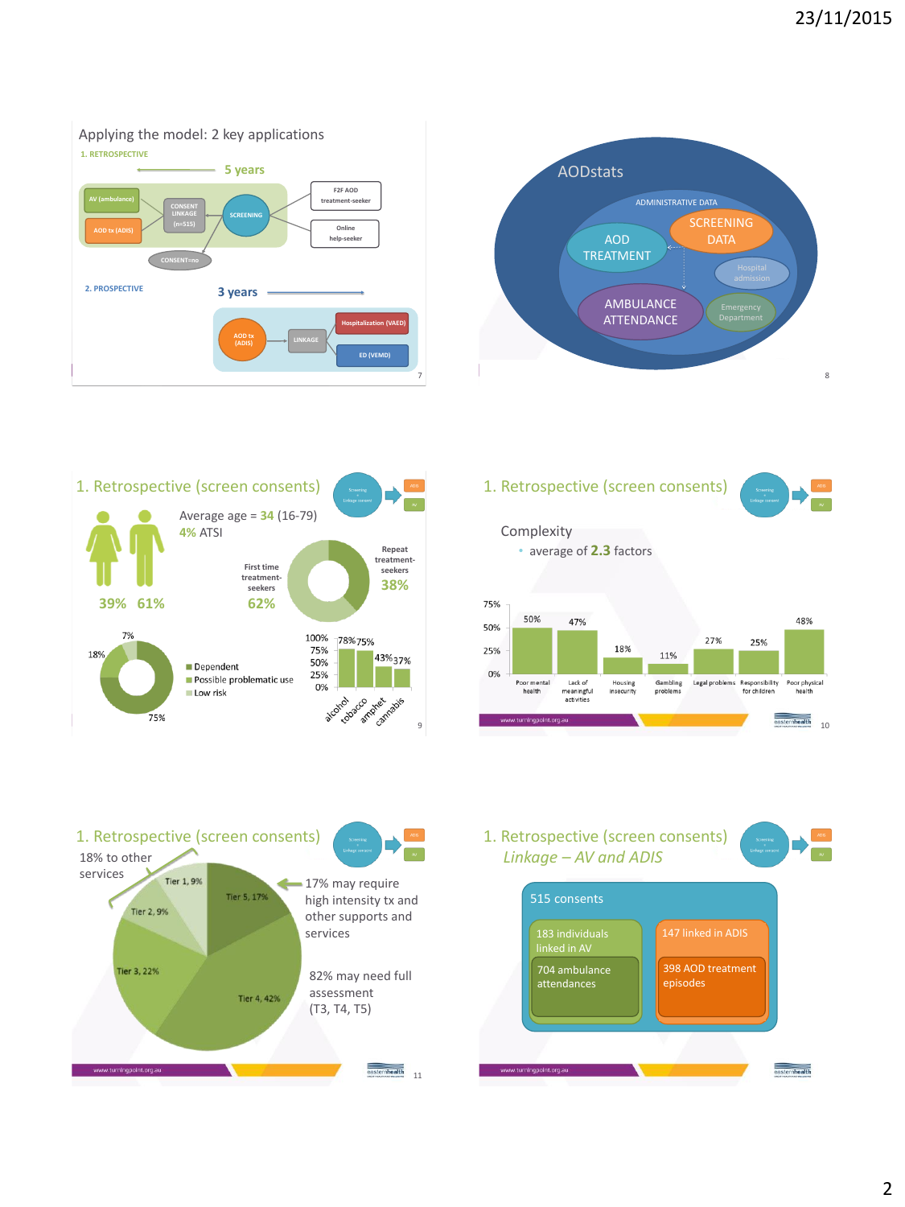## Applying the model: 2 key applications

1. RETROSPECTIVE

5 years

AV (ambulance) · AOD tx (ADIS) · CONSENT LINKAGE (n=515) · SCREENING · F2F AOD treatment-seeker · Online help-seeker · CONSENT=no

2. PROSPECTIVE

3 years

AOD tx (ADIS) · LINKAGE · Hospitalization (VAED) · ED (VEMD)

## AODstats

ADMINISTRATIVE DATA

- AOD TREATMENT
- SCREENING DATA
- Hospital admission
- AMBULANCE ATTENDANCE
- Emergency Department

## 1. Retrospective (screen consents)

Average age = 34 (16-79)

4% ATSI

39% 61%

First time treatment-seekers 62%

Repeat treatment-seekers 38%

| Category | % |
|---|---|
| Dependent | 75% |
| Possible problematic use | 18% |
| Low risk | 7% |

| Substance | % |
|---|---|
| alcohol | 78% |
| tobacco | 75% |
| amphet | 43% |
| cannabis | 37% |

## 1. Retrospective (screen consents)

Complexity

- average of 2.3 factors

| Factor | % |
|---|---|
| Poor mental health | 50% |
| Lack of meaningful activities | 47% |
| Housing insecurity | 18% |
| Gambling problems | 11% |
| Legal problems | 27% |
| Responsibility for children | 25% |
| Poor physical health | 48% |

www.turningpoint.org.au

## 1. Retrospective (screen consents)

18% to other services

Tier 1, 9%; Tier 2, 9%; Tier 3, 22%; Tier 4, 42%; Tier 5, 17%

17% may require high intensity tx and other supports and services

82% may need full assessment (T3, T4, T5)

www.turningpoint.org.au

## 1. Retrospective (screen consents)

*Linkage – AV and ADIS*

515 consents

- 183 individuals linked in AV
  - 704 ambulance attendances
- 147 linked in ADIS
  - 398 AOD treatment episodes

www.turningpoint.org.au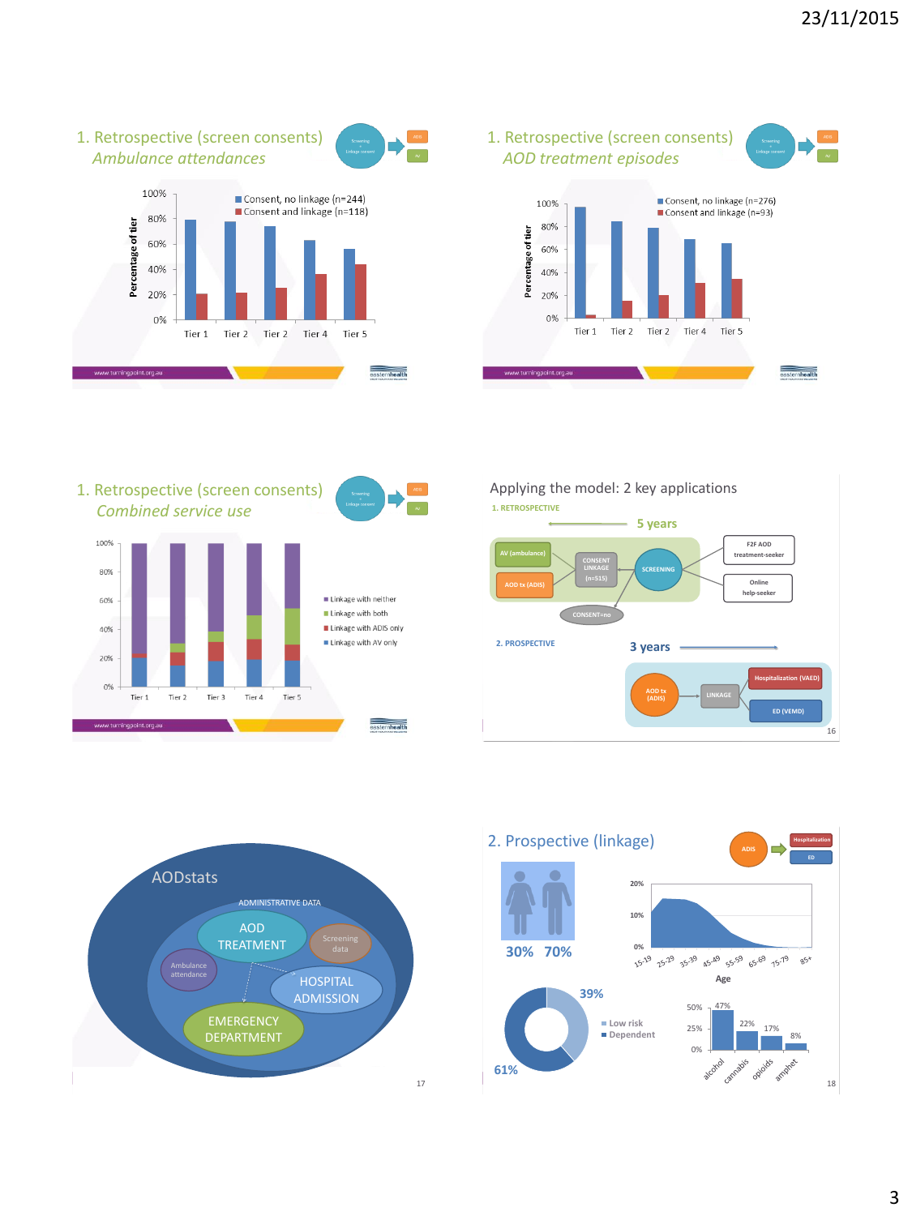## 1. Retrospective (screen consents)

*Ambulance attendances*

Percentage of tier

- Consent, no linkage (n=244)
- Consent and linkage (n=118)

Tier 1, Tier 2, Tier 2, Tier 4, Tier 5

www.turningpoint.org.au

## 1. Retrospective (screen consents)

*AOD treatment episodes*

Percentage of tier

- Consent, no linkage (n=276)
- Consent and linkage (n=93)

Tier 1, Tier 2, Tier 2, Tier 4, Tier 5

www.turningpoint.org.au

## 1. Retrospective (screen consents)

*Combined service use*

- Linkage with neither
- Linkage with both
- Linkage with ADIS only
- Linkage with AV only

Tier 1, Tier 2, Tier 3, Tier 4, Tier 5

www.turningpoint.org.au

## Applying the model: 2 key applications

1. RETROSPECTIVE — 5 years

AV (ambulance), AOD tx (ADIS) → CONSENT LINKAGE (n=515) ← SCREENING → F2F AOD treatment-seeker; Online help-seeker

CONSENT=no

2. PROSPECTIVE — 3 years

AOD tx (ADIS) → LINKAGE → Hospitalization (VAED); ED (VEMD)

## AODstats

ADMINISTRATIVE DATA

- AOD TREATMENT
- Screening data
- Ambulance attendance
- HOSPITAL ADMISSION
- EMERGENCY DEPARTMENT

## 2. Prospective (linkage)

ADIS → Hospitalization; ED

30% 70%

Age: 15-19, 25-29, 35-39, 45-49, 55-59, 65-69, 75-79, 85+

39% Low risk; 61% Dependent

alcohol 47%, cannabis 22%, opioids 17%, amphet 8%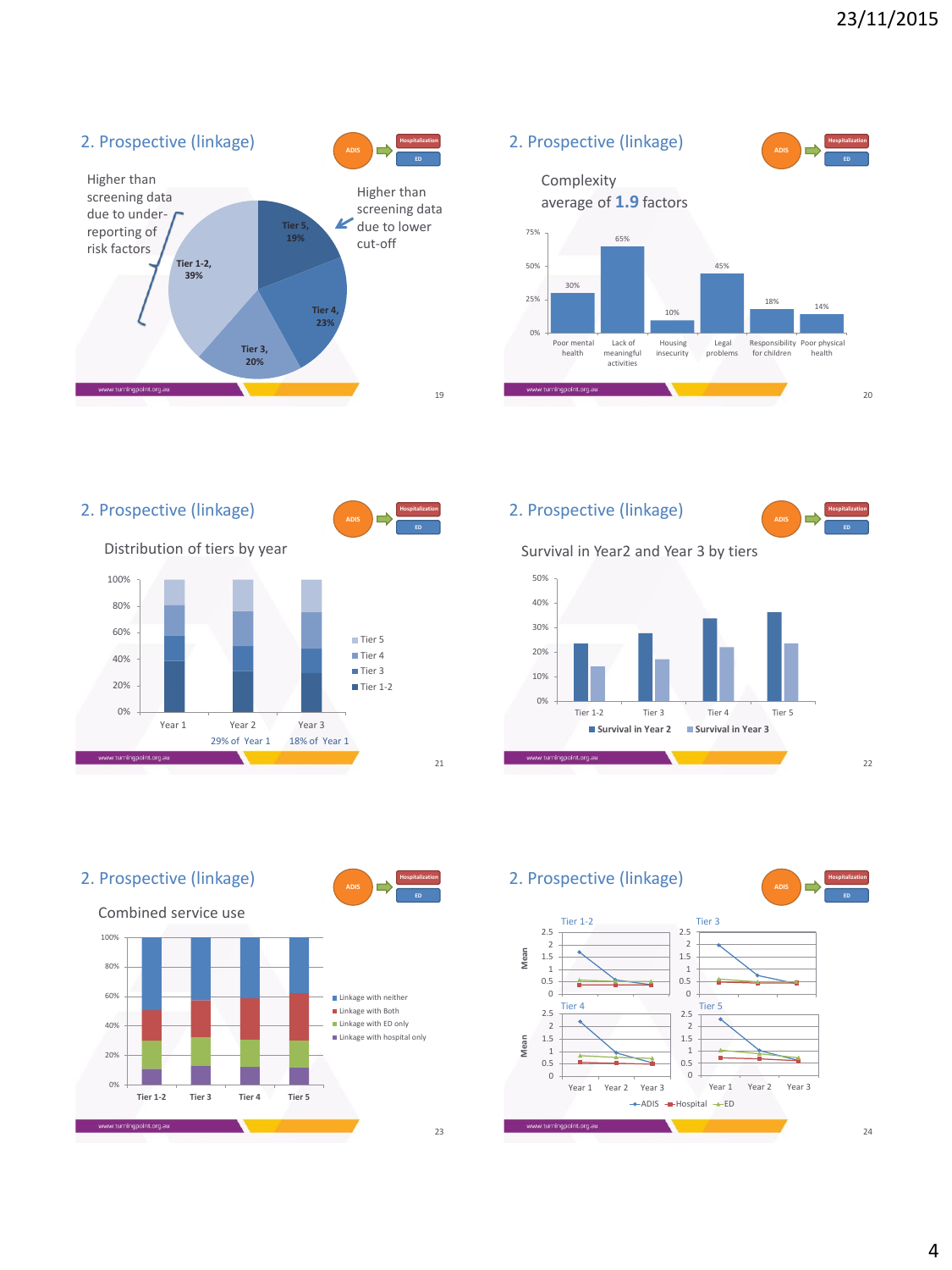## 2. Prospective (linkage)

ADIS → Hospitalization / ED

Higher than screening data due to under-reporting of risk factors

Higher than screening data due to lower cut-off

| Tier | Percentage |
|---|---|
| Tier 1-2 | 39% |
| Tier 3 | 20% |
| Tier 4 | 23% |
| Tier 5 | 19% |

## 2. Prospective (linkage)

ADIS → Hospitalization / ED

Complexity average of **1.9** factors

| Factor | Percentage |
|---|---|
| Poor mental health | 30% |
| Lack of meaningful activities | 65% |
| Housing insecurity | 10% |
| Legal problems | 45% |
| Responsibility for children | 18% |
| Poor physical health | 14% |

## 2. Prospective (linkage)

ADIS → Hospitalization / ED

Distribution of tiers by year

Tier 5, Tier 4, Tier 3, Tier 1-2

Year 1, Year 2 (29% of Year 1), Year 3 (18% of Year 1)

## 2. Prospective (linkage)

ADIS → Hospitalization / ED

Survival in Year2 and Year 3 by tiers

Tier 1-2, Tier 3, Tier 4, Tier 5

Survival in Year 2, Survival in Year 3

## 2. Prospective (linkage)

ADIS → Hospitalization / ED

Combined service use

Tier 1-2, Tier 3, Tier 4, Tier 5

- Linkage with neither
- Linkage with Both
- Linkage with ED only
- Linkage with hospital only

## 2. Prospective (linkage)

ADIS → Hospitalization / ED

Tier 1-2, Tier 3, Tier 4, Tier 5

Mean

Year 1, Year 2, Year 3

ADIS, Hospital, ED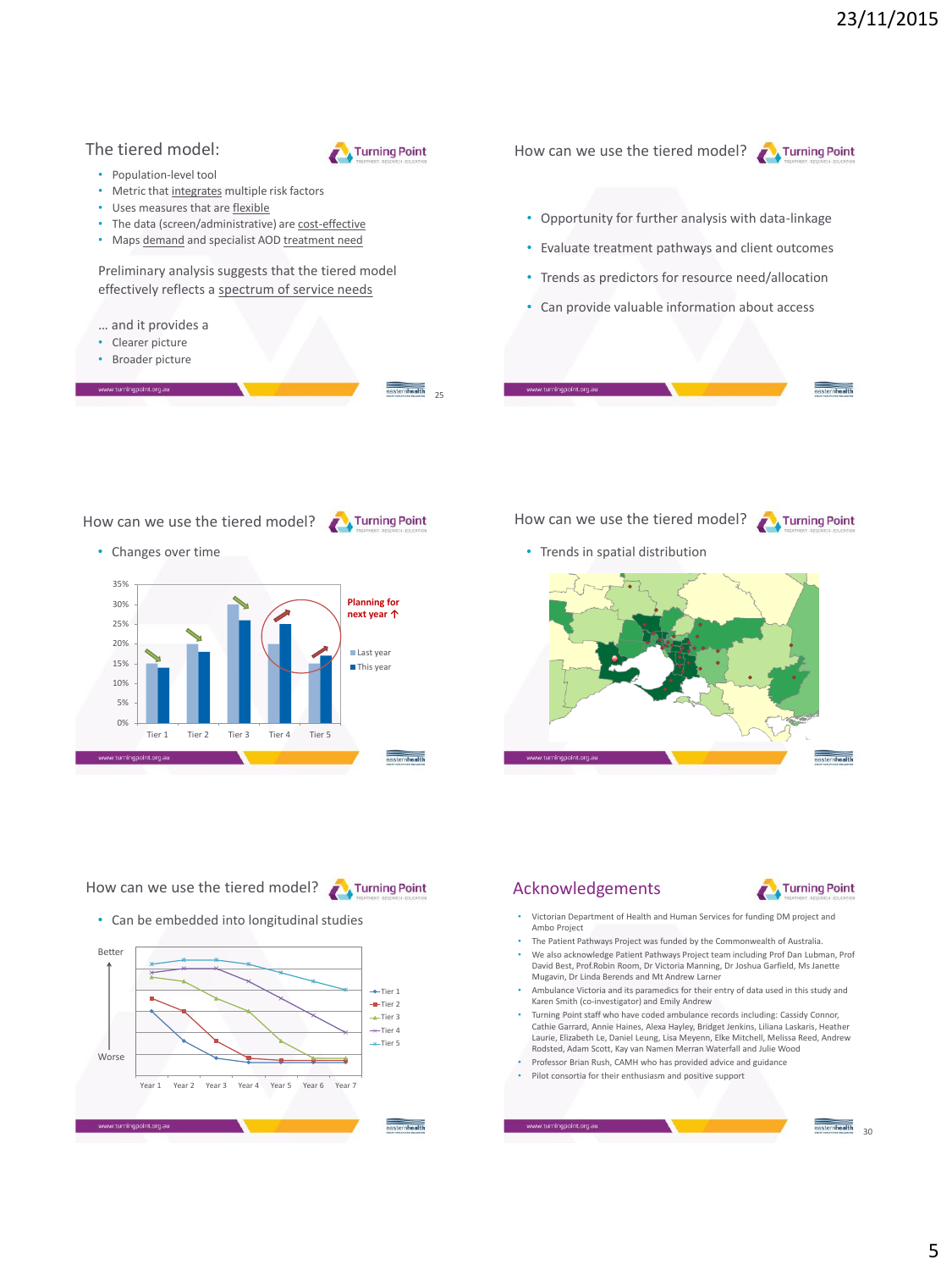## The tiered model:

- Population-level tool
- Metric that integrates multiple risk factors
- Uses measures that are flexible
- The data (screen/administrative) are cost-effective
- Maps demand and specialist AOD treatment need

Preliminary analysis suggests that the tiered model effectively reflects a spectrum of service needs

… and it provides a

- Clearer picture
- Broader picture

## How can we use the tiered model?

- Opportunity for further analysis with data-linkage
- Evaluate treatment pathways and client outcomes
- Trends as predictors for resource need/allocation
- Can provide valuable information about access

## How can we use the tiered model?

- Changes over time

35%
30%
25%
20%
15%
10%
5%
0%
Tier 1
Tier 2
Tier 3
Tier 4
Tier 5
Planning for next year ↑
Last year
This year

## How can we use the tiered model?

- Trends in spatial distribution

## How can we use the tiered model?

- Can be embedded into longitudinal studies

Better
Worse
Year 1
Year 2
Year 3
Year 4
Year 5
Year 6
Year 7
Tier 1
Tier 2
Tier 3
Tier 4
Tier 5

## Acknowledgements

- Victorian Department of Health and Human Services for funding DM project and Ambo Project
- The Patient Pathways Project was funded by the Commonwealth of Australia.
- We also acknowledge Patient Pathways Project team including Prof Dan Lubman, Prof David Best, Prof.Robin Room, Dr Victoria Manning, Dr Joshua Garfield, Ms Janette Mugavin, Dr Linda Berends and Mt Andrew Larner
- Ambulance Victoria and its paramedics for their entry of data used in this study and Karen Smith (co-investigator) and Emily Andrew
- Turning Point staff who have coded ambulance records including: Cassidy Connor, Cathie Garrard, Annie Haines, Alexa Hayley, Bridget Jenkins, Liliana Laskaris, Heather Laurie, Elizabeth Le, Daniel Leung, Lisa Meyenn, Elke Mitchell, Melissa Reed, Andrew Rodsted, Adam Scott, Kay van Namen Merran Waterfall and Julie Wood
- Professor Brian Rush, CAMH who has provided advice and guidance
- Pilot consortia for their enthusiasm and positive support